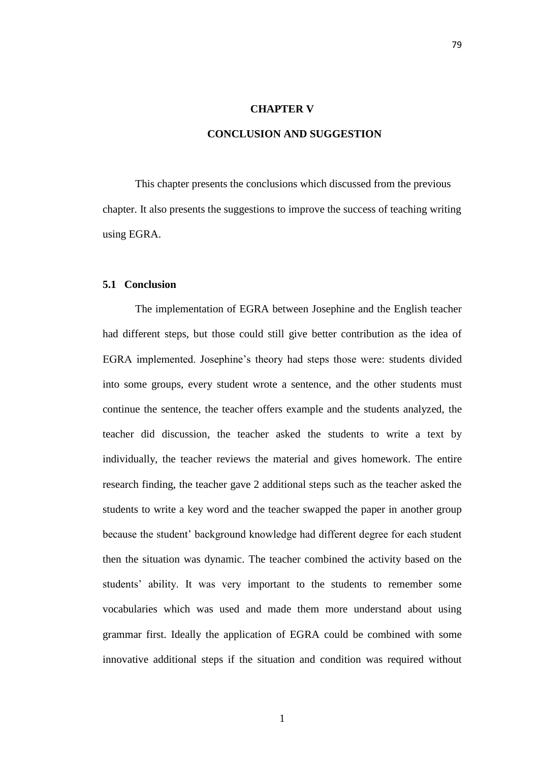# CHAPTER V

# CONCLUSION AND SUGGESTION

This chapter presents the conclusions which discussed from the previous chapter. It also presents the suggestions to improve the success of teaching writing using EGRA.

## 5.1 Conclusion

The implementation of EGRA between Josephine and the English teacher had different steps, but those could still give better contribution as the idea of EGRA implemented. Josephine's theory had steps those were: students divided into some groups, every student wrote a sentence, and the other students must continue the sentence, the teacher offers example and the students analyzed, the teacher did discussion, the teacher asked the students to write a text by individually, the teacher reviews the material and gives homework. The entire research finding, the teacher gave 2 additional steps such as the teacher asked the students to write a key word and the teacher swapped the paper in another group because the student' background knowledge had different degree for each student then the situation was dynamic. The teacher combined the activity based on the students' ability. It was very important to the students to remember some vocabularies which was used and made them more understand about using grammar first. Ideally the application of EGRA could be combined with some innovative additional steps if the situation and condition was required without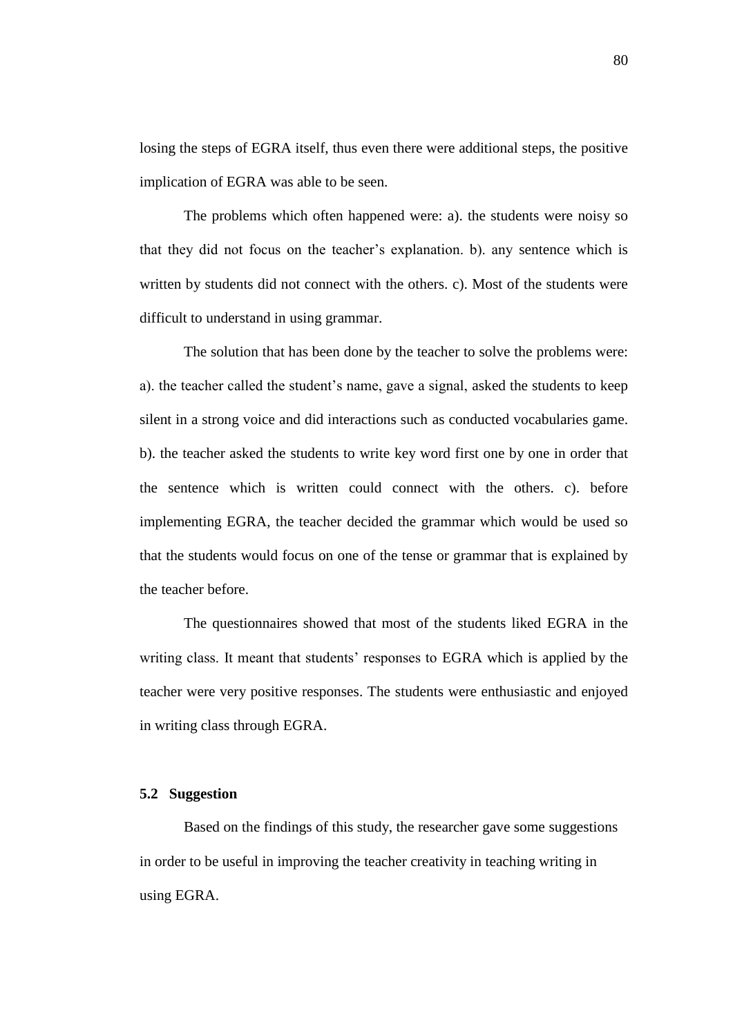losing the steps of EGRA itself, thus even there were additional steps, the positive implication of EGRA was able to be seen.

The problems which often happened were: a). the students were noisy so that they did not focus on the teacher's explanation. b). any sentence which is written by students did not connect with the others. c). Most of the students were difficult to understand in using grammar.

The solution that has been done by the teacher to solve the problems were: a). the teacher called the student's name, gave a signal, asked the students to keep silent in a strong voice and did interactions such as conducted vocabularies game. b). the teacher asked the students to write key word first one by one in order that the sentence which is written could connect with the others. c). before implementing EGRA, the teacher decided the grammar which would be used so that the students would focus on one of the tense or grammar that is explained by the teacher before.

The questionnaires showed that most of the students liked EGRA in the writing class. It meant that students' responses to EGRA which is applied by the teacher were very positive responses. The students were enthusiastic and enjoyed in writing class through EGRA.

## 5.2 Suggestion

Based on the findings of this study, the researcher gave some suggestions in order to be useful in improving the teacher creativity in teaching writing in using EGRA.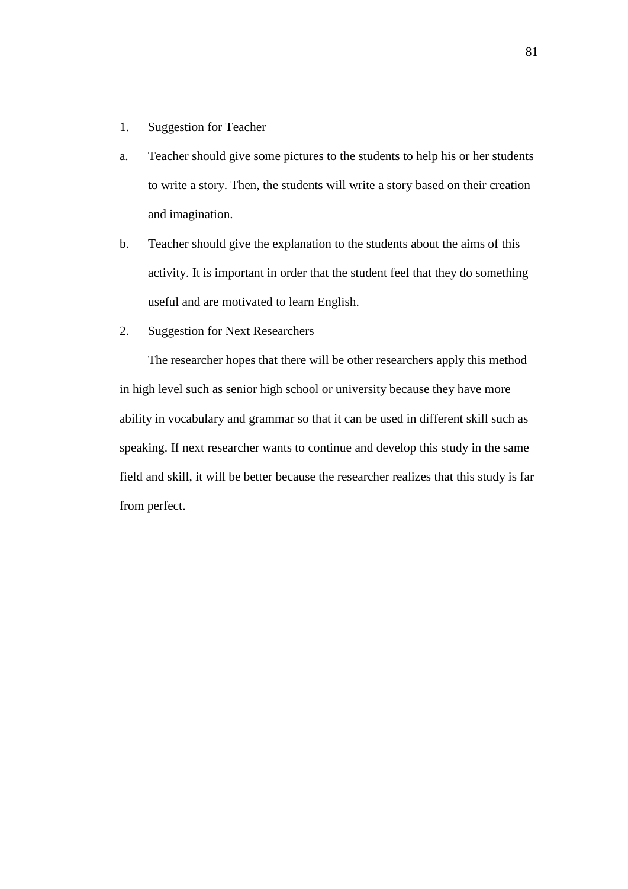1. Suggestion for Teacher

a. Teacher should give some pictures to the students to help his or her students to write a story. Then, the students will write a story based on their creation and imagination.

b. Teacher should give the explanation to the students about the aims of this activity. It is important in order that the student feel that they do something useful and are motivated to learn English.

2. Suggestion for Next Researchers

The researcher hopes that there will be other researchers apply this method in high level such as senior high school or university because they have more ability in vocabulary and grammar so that it can be used in different skill such as speaking. If next researcher wants to continue and develop this study in the same field and skill, it will be better because the researcher realizes that this study is far from perfect.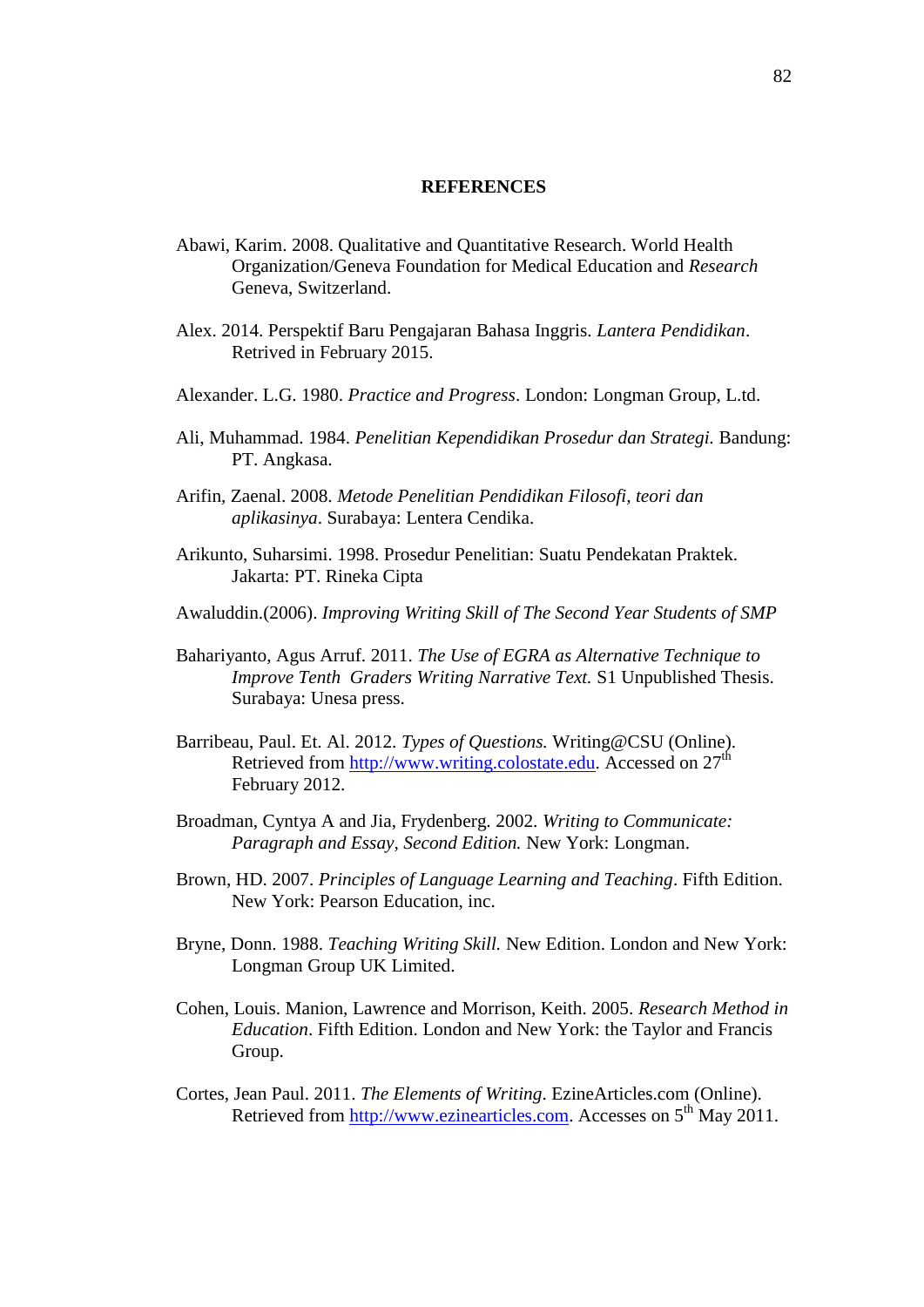# REFERENCES

Abawi, Karim. 2008. Qualitative and Quantitative Research. World Health Organization/Geneva Foundation for Medical Education and *Research* Geneva, Switzerland.

Alex. 2014. Perspektif Baru Pengajaran Bahasa Inggris. *Lantera Pendidikan*. Retrived in February 2015.

Alexander. L.G. 1980. *Practice and Progress*. London: Longman Group, L.td.

Ali, Muhammad. 1984. *Penelitian Kependidikan Prosedur dan Strategi.* Bandung: PT. Angkasa.

Arifin, Zaenal. 2008. *Metode Penelitian Pendidikan Filosofi, teori dan aplikasinya*. Surabaya: Lentera Cendika.

Arikunto, Suharsimi. 1998. Prosedur Penelitian: Suatu Pendekatan Praktek. Jakarta: PT. Rineka Cipta

Awaluddin.(2006). *Improving Writing Skill of The Second Year Students of SMP*

Bahariyanto, Agus Arruf. 2011. *The Use of EGRA as Alternative Technique to Improve Tenth Graders Writing Narrative Text.* S1 Unpublished Thesis. Surabaya: Unesa press.

Barribeau, Paul. Et. Al. 2012. *Types of Questions.* Writing@CSU (Online). Retrieved from http://www.writing.colostate.edu. Accessed on 27th February 2012.

Broadman, Cyntya A and Jia, Frydenberg. 2002. *Writing to Communicate: Paragraph and Essay, Second Edition.* New York: Longman.

Brown, HD. 2007. *Principles of Language Learning and Teaching*. Fifth Edition. New York: Pearson Education, inc.

Bryne, Donn. 1988. *Teaching Writing Skill.* New Edition. London and New York: Longman Group UK Limited.

Cohen, Louis. Manion, Lawrence and Morrison, Keith. 2005. *Research Method in Education*. Fifth Edition. London and New York: the Taylor and Francis Group.

Cortes, Jean Paul. 2011. *The Elements of Writing*. EzineArticles.com (Online). Retrieved from http://www.ezinearticles.com. Accesses on 5th May 2011.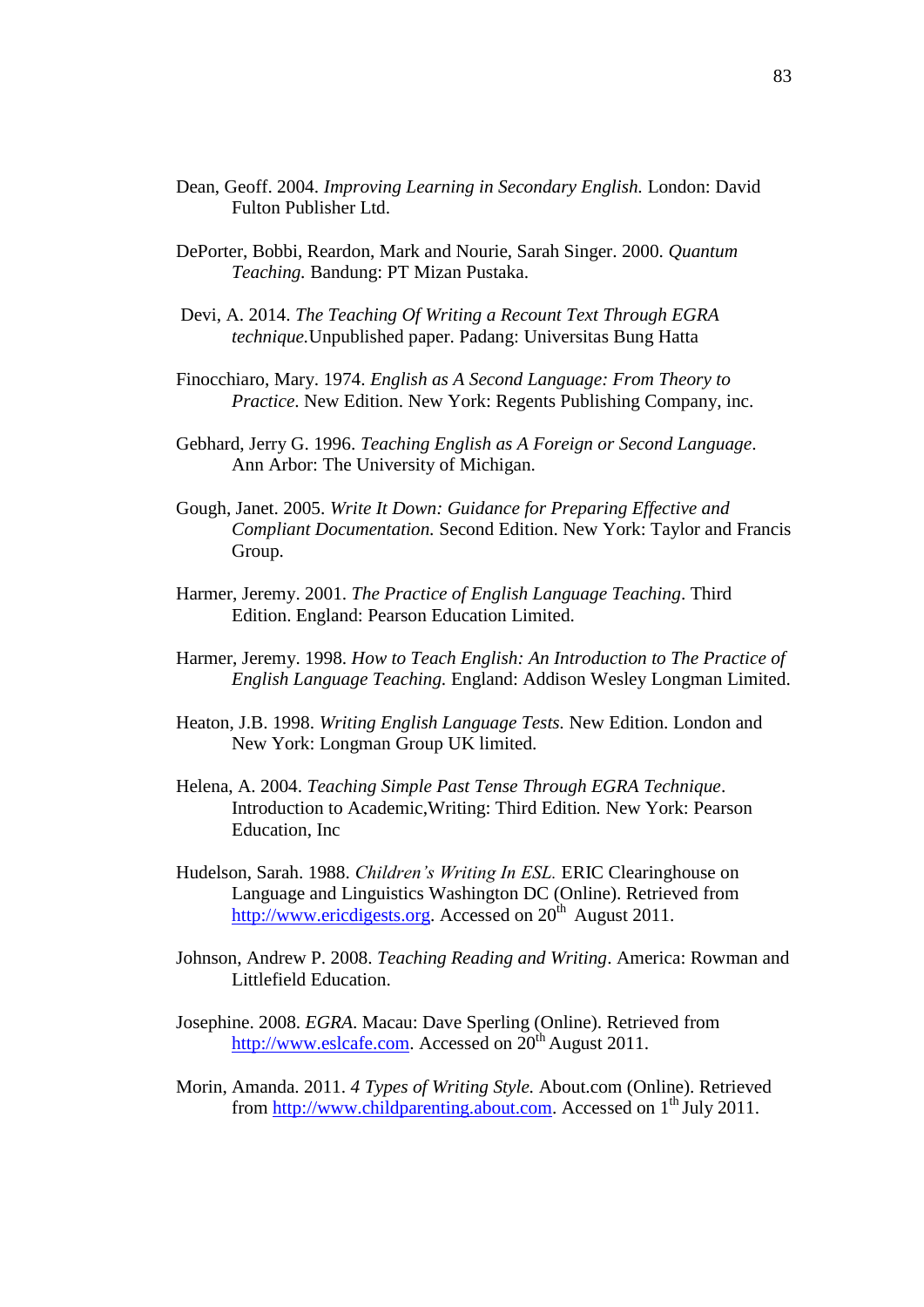Dean, Geoff. 2004. *Improving Learning in Secondary English.* London: David Fulton Publisher Ltd.

DePorter, Bobbi, Reardon, Mark and Nourie, Sarah Singer. 2000. *Quantum Teaching.* Bandung: PT Mizan Pustaka.

Devi, A. 2014. *The Teaching Of Writing a Recount Text Through EGRA technique.*Unpublished paper. Padang: Universitas Bung Hatta

Finocchiaro, Mary. 1974. *English as A Second Language: From Theory to Practice*. New Edition. New York: Regents Publishing Company, inc.

Gebhard, Jerry G. 1996. *Teaching English as A Foreign or Second Language*. Ann Arbor: The University of Michigan.

Gough, Janet. 2005. *Write It Down: Guidance for Preparing Effective and Compliant Documentation.* Second Edition. New York: Taylor and Francis Group.

Harmer, Jeremy. 2001. *The Practice of English Language Teaching*. Third Edition. England: Pearson Education Limited.

Harmer, Jeremy. 1998. *How to Teach English: An Introduction to The Practice of English Language Teaching.* England: Addison Wesley Longman Limited.

Heaton, J.B. 1998. *Writing English Language Tests.* New Edition. London and New York: Longman Group UK limited.

Helena, A. 2004. *Teaching Simple Past Tense Through EGRA Technique*. Introduction to Academic,Writing: Third Edition. New York: Pearson Education, Inc

Hudelson, Sarah. 1988. *Children's Writing In ESL.* ERIC Clearinghouse on Language and Linguistics Washington DC (Online). Retrieved from http://www.ericdigests.org. Accessed on 20th August 2011.

Johnson, Andrew P. 2008. *Teaching Reading and Writing*. America: Rowman and Littlefield Education.

Josephine. 2008. *EGRA.* Macau: Dave Sperling (Online). Retrieved from http://www.eslcafe.com. Accessed on 20th August 2011.

Morin, Amanda. 2011. *4 Types of Writing Style.* About.com (Online). Retrieved from http://www.childparenting.about.com. Accessed on 1th July 2011.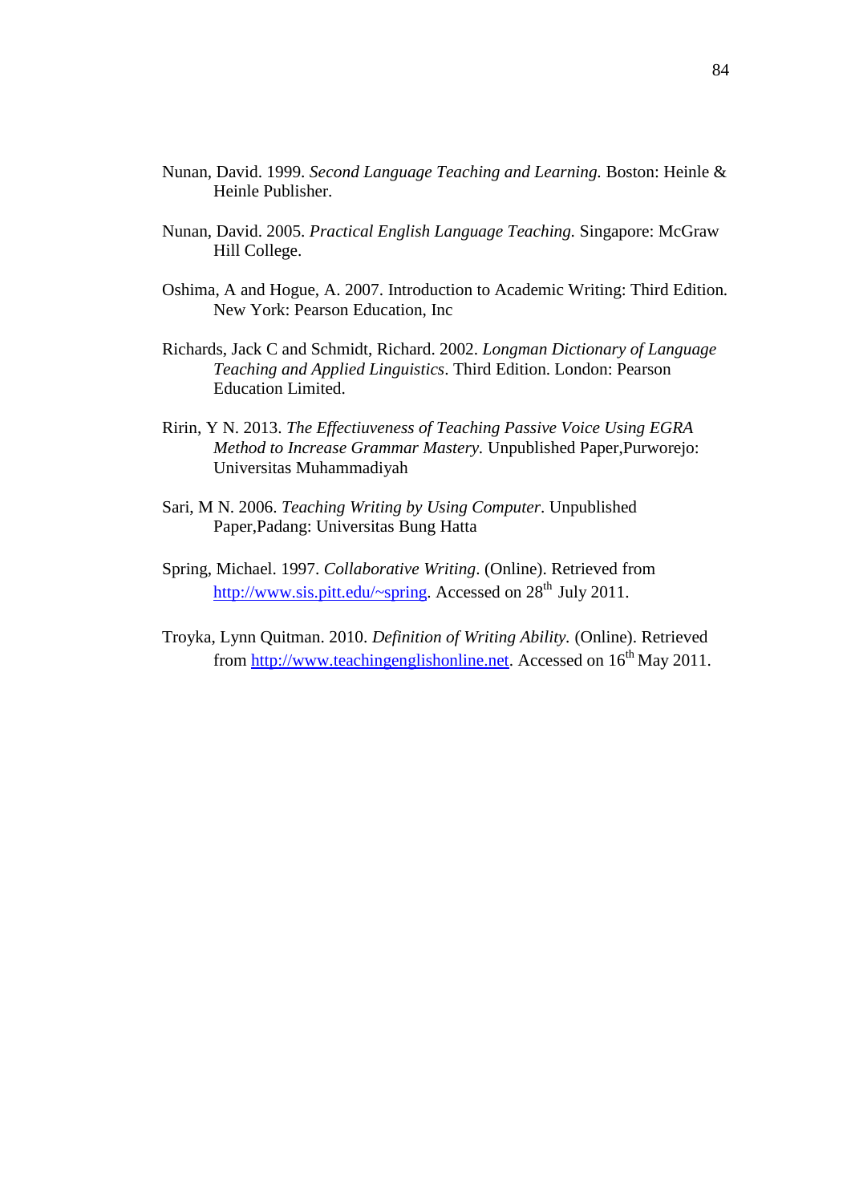Nunan, David. 1999. *Second Language Teaching and Learning.* Boston: Heinle & Heinle Publisher.

Nunan, David. 2005. *Practical English Language Teaching.* Singapore: McGraw Hill College.

Oshima, A and Hogue, A. 2007. Introduction to Academic Writing: Third Edition. New York: Pearson Education, Inc

Richards, Jack C and Schmidt, Richard. 2002. *Longman Dictionary of Language Teaching and Applied Linguistics*. Third Edition. London: Pearson Education Limited.

Ririn, Y N. 2013. *The Effectiuveness of Teaching Passive Voice Using EGRA Method to Increase Grammar Mastery.* Unpublished Paper,Purworejo: Universitas Muhammadiyah

Sari, M N. 2006. *Teaching Writing by Using Computer*. Unpublished Paper,Padang: Universitas Bung Hatta

Spring, Michael. 1997. *Collaborative Writing*. (Online). Retrieved from http://www.sis.pitt.edu/~spring. Accessed on 28th July 2011.

Troyka, Lynn Quitman. 2010. *Definition of Writing Ability.* (Online). Retrieved from http://www.teachingenglishonline.net. Accessed on 16th May 2011.